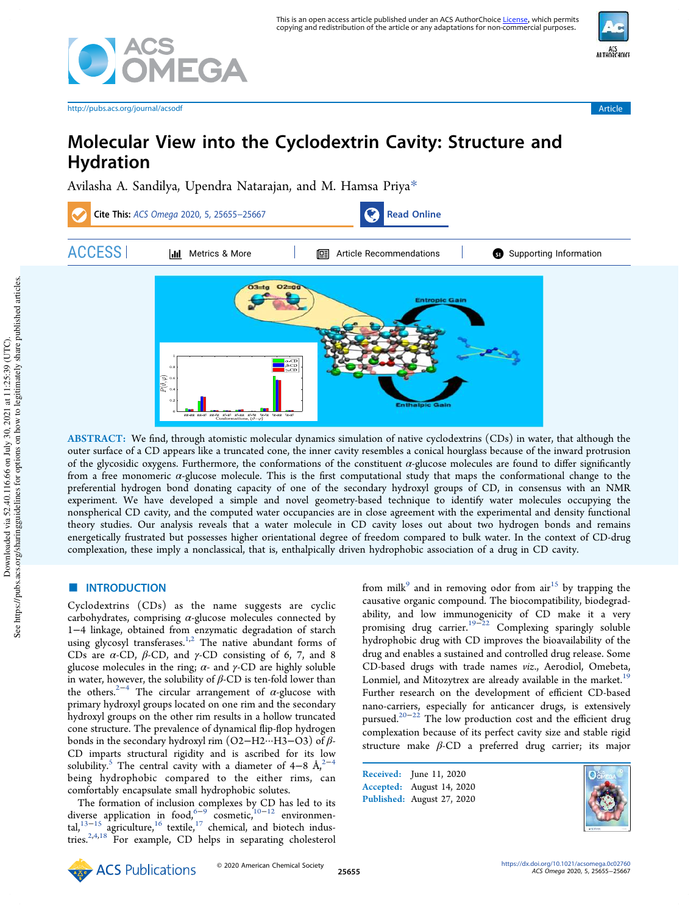# Molecular View into the Cyclodextrin Cavity: Structure and Hydration

Avilasha A. Sandilya, Upendra Natarajan, and M. Hamsa Priya*

**Cite This:** *ACS Omega* 2020, 5, 25655–25667

**ABSTRACT:** We find, through atomistic molecular dynamics simulation of native cyclodextrins (CDs) in water, that although the outer surface of a CD appears like a truncated cone, the inner cavity resembles a conical hourglass because of the inward protrusion of the glycosidic oxygens. Furthermore, the conformations of the constituent α-glucose molecules are found to differ significantly from a free monomeric α-glucose molecule. This is the first computational study that maps the conformational change to the preferential hydrogen bond donating capacity of one of the secondary hydroxyl groups of CD, in consensus with an NMR experiment. We have developed a simple and novel geometry-based technique to identify water molecules occupying the nonspherical CD cavity, and the computed water occupancies are in close agreement with the experimental and density functional theory studies. Our analysis reveals that a water molecule in CD cavity loses out about two hydrogen bonds and remains energetically frustrated but possesses higher orientational degree of freedom compared to bulk water. In the context of CD-drug complexation, these imply a nonclassical, that is, enthalpically driven hydrophobic association of a drug in CD cavity.

## ■ INTRODUCTION

Cyclodextrins (CDs) as the name suggests are cyclic carbohydrates, comprising α-glucose molecules connected by 1−4 linkage, obtained from enzymatic degradation of starch using glycosyl transferases.[1,2] The native abundant forms of CDs are α-CD, β-CD, and γ-CD consisting of 6, 7, and 8 glucose molecules in the ring; α- and γ-CD are highly soluble in water, however, the solubility of β-CD is ten-fold lower than the others.[2−4] The circular arrangement of α-glucose with primary hydroxyl groups located on one rim and the secondary hydroxyl groups on the other rim results in a hollow truncated cone structure. The prevalence of dynamical flip-flop hydrogen bonds in the secondary hydroxyl rim (O2−H2···H3−O3) of β-CD imparts structural rigidity and is ascribed for its low solubility.[5] The central cavity with a diameter of 4−8 Å,[2−4] being hydrophobic compared to the either rims, can comfortably encapsulate small hydrophobic solutes.

The formation of inclusion complexes by CD has led to its diverse application in food,[6−9] cosmetic,[10−12] environmental,[13−15] agriculture,[16] textile,[17] chemical, and biotech industries.[2,4,18] For example, CD helps in separating cholesterol from milk[9] and in removing odor from air[15] by trapping the causative organic compound. The biocompatibility, biodegradability, and low immunogenicity of CD make it a very promising drug carrier.[19−22] Complexing sparingly soluble hydrophobic drug with CD improves the bioavailability of the drug and enables a sustained and controlled drug release. Some CD-based drugs with trade names *viz.*, Aerodiol, Omebeta, Lonmiel, and Mitozytrex are already available in the market.[19] Further research on the development of efficient CD-based nano-carriers, especially for anticancer drugs, is extensively pursued.[20−22] The low production cost and the efficient drug complexation because of its perfect cavity size and stable rigid structure make β-CD a preferred drug carrier; its major

Received: June 11, 2020
Accepted: August 14, 2020
Published: August 27, 2020

© 2020 American Chemical Society

https://dx.doi.org/10.1021/acsomega.0c02760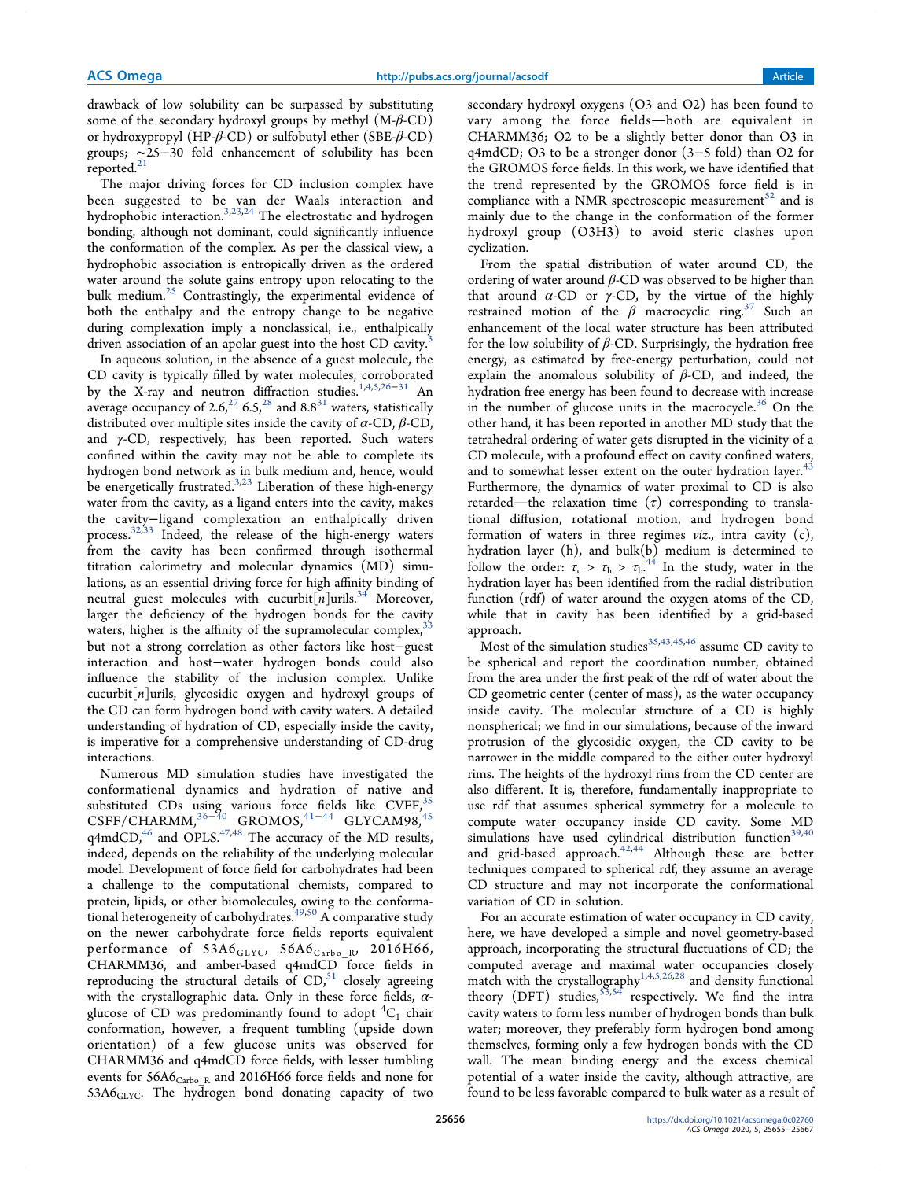drawback of low solubility can be surpassed by substituting some of the secondary hydroxyl groups by methyl (M-β-CD) or hydroxypropyl (HP-β-CD) or sulfobutyl ether (SBE-β-CD) groups; ∼25−30 fold enhancement of solubility has been reported.[21]

The major driving forces for CD inclusion complex have been suggested to be van der Waals interaction and hydrophobic interaction.[3,23,24] The electrostatic and hydrogen bonding, although not dominant, could significantly influence the conformation of the complex. As per the classical view, a hydrophobic association is entropically driven as the ordered water around the solute gains entropy upon relocating to the bulk medium.[25] Contrastingly, the experimental evidence of both the enthalpy and the entropy change to be negative during complexation imply a nonclassical, i.e., enthalpically driven association of an apolar guest into the host CD cavity.[3]

In aqueous solution, in the absence of a guest molecule, the CD cavity is typically filled by water molecules, corroborated by the X-ray and neutron diffraction studies.[1,4,5,26−31] An average occupancy of 2.6,[27] 6.5,[28] and 8.8[31] waters, statistically distributed over multiple sites inside the cavity of α-CD, β-CD, and γ-CD, respectively, has been reported. Such waters confined within the cavity may not be able to complete its hydrogen bond network as in bulk medium and, hence, would be energetically frustrated.[3,23] Liberation of these high-energy water from the cavity, as a ligand enters into the cavity, makes the cavity−ligand complexation an enthalpically driven process.[32,33] Indeed, the release of the high-energy waters from the cavity has been confirmed through isothermal titration calorimetry and molecular dynamics (MD) simulations, as an essential driving force for high affinity binding of neutral guest molecules with cucurbit[n]urils.[34] Moreover, larger the deficiency of the hydrogen bonds for the cavity waters, higher is the affinity of the supramolecular complex,[33] but not a strong correlation as other factors like host−guest interaction and host−water hydrogen bonds could also influence the stability of the inclusion complex. Unlike cucurbit[n]urils, glycosidic oxygen and hydroxyl groups of the CD can form hydrogen bond with cavity waters. A detailed understanding of hydration of CD, especially inside the cavity, is imperative for a comprehensive understanding of CD-drug interactions.

Numerous MD simulation studies have investigated the conformational dynamics and hydration of native and substituted CDs using various force fields like CVFF,[35] CSFF/CHARMM,[36−40] GROMOS,[41−44] GLYCAM98,[45] q4mdCD,[46] and OPLS.[47,48] The accuracy of the MD results, indeed, depends on the reliability of the underlying molecular model. Development of force field for carbohydrates had been a challenge to the computational chemists, compared to protein, lipids, or other biomolecules, owing to the conformational heterogeneity of carbohydrates.[49,50] A comparative study on the newer carbohydrate force fields reports equivalent performance of $53A6_{GLYC}$, $56A6_{Carbo\_R}$, 2016H66, CHARMM36, and amber-based q4mdCD force fields in reproducing the structural details of CD,[51] closely agreeing with the crystallographic data. Only in these force fields, α-glucose of CD was predominantly found to adopt $^4C_1$ chair conformation, however, a frequent tumbling (upside down orientation) of a few glucose units was observed for CHARMM36 and q4mdCD force fields, with lesser tumbling events for $56A6_{Carbo\_R}$ and 2016H66 force fields and none for $53A6_{GLYC}$. The hydrogen bond donating capacity of two secondary hydroxyl oxygens (O3 and O2) has been found to vary among the force fields—both are equivalent in CHARMM36; O2 to be a slightly better donor than O3 in q4mdCD; O3 to be a stronger donor (3−5 fold) than O2 for the GROMOS force fields. In this work, we have identified that the trend represented by the GROMOS force field is in compliance with a NMR spectroscopic measurement[52] and is mainly due to the change in the conformation of the former hydroxyl group (O3H3) to avoid steric clashes upon cyclization.

From the spatial distribution of water around CD, the ordering of water around β-CD was observed to be higher than that around α-CD or γ-CD, by the virtue of the highly restrained motion of the β macrocyclic ring.[37] Such an enhancement of the local water structure has been attributed for the low solubility of β-CD. Surprisingly, the hydration free energy, as estimated by free-energy perturbation, could not explain the anomalous solubility of β-CD, and indeed, the hydration free energy has been found to decrease with increase in the number of glucose units in the macrocycle.[36] On the other hand, it has been reported in another MD study that the tetrahedral ordering of water gets disrupted in the vicinity of a CD molecule, with a profound effect on cavity confined waters, and to somewhat lesser extent on the outer hydration layer.[43] Furthermore, the dynamics of water proximal to CD is also retarded—the relaxation time (τ) corresponding to translational diffusion, rotational motion, and hydrogen bond formation of waters in three regimes *viz*., intra cavity (c), hydration layer (h), and bulk(b) medium is determined to follow the order: $\tau_c > \tau_h > \tau_b$.[44] In the study, water in the hydration layer has been identified from the radial distribution function (rdf) of water around the oxygen atoms of the CD, while that in cavity has been identified by a grid-based approach.

Most of the simulation studies[35,43,45,46] assume CD cavity to be spherical and report the coordination number, obtained from the area under the first peak of the rdf of water about the CD geometric center (center of mass), as the water occupancy inside cavity. The molecular structure of a CD is highly nonspherical; we find in our simulations, because of the inward protrusion of the glycosidic oxygen, the CD cavity to be narrower in the middle compared to the either outer hydroxyl rims. The heights of the hydroxyl rims from the CD center are also different. It is, therefore, fundamentally inappropriate to use rdf that assumes spherical symmetry for a molecule to compute water occupancy inside CD cavity. Some MD simulations have used cylindrical distribution function[39,40] and grid-based approach.[42,44] Although these are better techniques compared to spherical rdf, they assume an average CD structure and may not incorporate the conformational variation of CD in solution.

For an accurate estimation of water occupancy in CD cavity, here, we have developed a simple and novel geometry-based approach, incorporating the structural fluctuations of CD; the computed average and maximal water occupancies closely match with the crystallography[1,4,5,26,28] and density functional theory (DFT) studies,[53,54] respectively. We find the intra cavity waters to form less number of hydrogen bonds than bulk water; moreover, they preferably form hydrogen bond among themselves, forming only a few hydrogen bonds with the CD wall. The mean binding energy and the excess chemical potential of a water inside the cavity, although attractive, are found to be less favorable compared to bulk water as a result of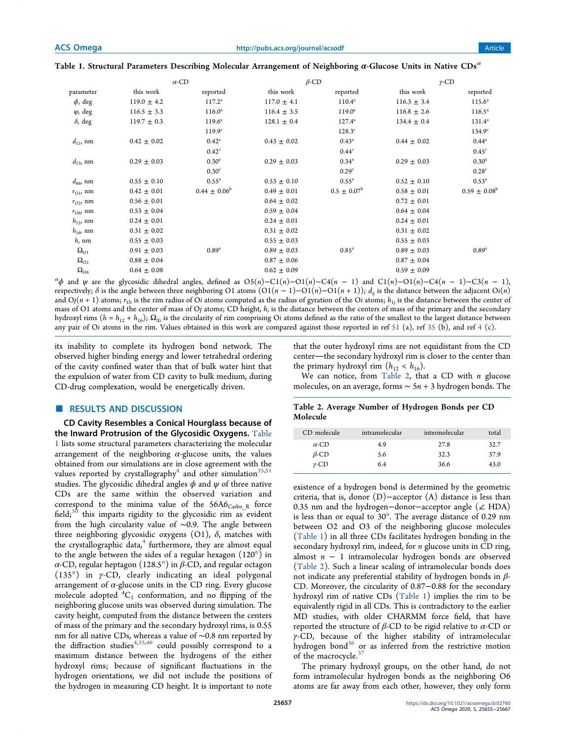**Table 1. Structural Parameters Describing Molecular Arrangement of Neighboring α-Glucose Units in Native CDs[a]**

| parameter | α-CD this work | α-CD reported | β-CD this work | β-CD reported | γ-CD this work | γ-CD reported |
|---|---|---|---|---|---|---|
| $\phi$, deg | 119.0 ± 4.2 | 117.2[a] | 117.0 ± 4.1 | 110.4[a] | 116.3 ± 3.4 | 115.6[a] |
| $\psi$, deg | 116.5 ± 3.3 | 116.0[a] | 116.4 ± 3.5 | 119.0[a] | 116.8 ± 2.6 | 116.5[a] |
| $\delta$, deg | 119.7 ± 0.3 | 119.6[a] | 128.1 ± 0.4 | 127.4[a] | 134.4 ± 0.4 | 131.4[a] |
| | | 119.9[c] | | 128.3[c] | | 134.9[c] |
| $d_{11}$, nm | 0.42 ± 0.02 | 0.42[a] | 0.43 ± 0.02 | 0.43[a] | 0.44 ± 0.02 | 0.44[a] |
| | | 0.42[c] | | 0.44[c] | | 0.45[c] |
| $d_{23}$, nm | 0.29 ± 0.03 | 0.30[a] | 0.29 ± 0.03 | 0.34[a] | 0.29 ± 0.03 | 0.30[a] |
| | | 0.30[c] | | 0.29[c] | | 0.28[c] |
| $d_{66}$, nm | 0.55 ± 0.10 | 0.55[a] | 0.53 ± 0.10 | 0.55[a] | 0.52 ± 0.10 | 0.53[a] |
| $r_{O1}$, nm | 0.42 ± 0.01 | 0.44 ± 0.06[b] | 0.49 ± 0.01 | 0.5 ± 0.07[b] | 0.58 ± 0.01 | 0.59 ± 0.08[b] |
| $r_{O2}$, nm | 0.56 ± 0.01 | | 0.64 ± 0.02 | | 0.72 ± 0.01 | |
| $r_{O6}$, nm | 0.53 ± 0.04 | | 0.59 ± 0.04 | | 0.64 ± 0.04 | |
| $h_{12}$, nm | 0.24 ± 0.01 | | 0.24 ± 0.01 | | 0.24 ± 0.01 | |
| $h_{16}$, nm | 0.31 ± 0.02 | | 0.31 ± 0.02 | | 0.31 ± 0.02 | |
| $h$, nm | 0.55 ± 0.03 | | 0.55 ± 0.03 | | 0.55 ± 0.03 | |
| $\Omega_{O1}$ | 0.91 ± 0.03 | 0.89[a] | 0.89 ± 0.03 | 0.85[a] | 0.89 ± 0.03 | 0.89[a] |
| $\Omega_{O2}$ | 0.88 ± 0.04 | | 0.87 ± 0.06 | | 0.87 ± 0.04 | |
| $\Omega_{O6}$ | 0.64 ± 0.08 | | 0.62 ± 0.09 | | 0.59 ± 0.09 | |

[a] $\phi$ and $\psi$ are the glycosidic dihedral angles, defined as O5($n$)−C1($n$)−O1($n$)−C4($n$ − 1) and C1($n$)−O1($n$)−C4($n$ − 1)−C3($n$ − 1), respectively; $\delta$ is the angle between three neighboring O1 atoms (O1($n$ − 1)−O1($n$)−O1($n$ + 1)); $d_{ij}$ is the distance between the adjacent O$i$($n$) and O$j$($n$ + 1) atoms; $r_{Oi}$ is the rim radius of O$i$ atoms computed as the radius of gyration of the O$i$ atoms; $h_{1j}$ is the distance between the center of mass of O1 atoms and the center of mass of O$j$ atoms; CD height, $h$, is the distance between the centers of mass of the primary and the secondary hydroxyl rims ($h = h_{12} + h_{16}$); $\Omega_{Xi}$ is the circularity of rim comprising O$i$ atoms defined as the ratio of the smallest to the largest distance between any pair of O$i$ atoms in the rim. Values obtained in this work are compared against those reported in ref 51 (a), ref 35 (b), and ref 4 (c).

its inability to complete its hydrogen bond network. The observed higher binding energy and lower tetrahedral ordering of the cavity confined water than that of bulk water hint that the expulsion of water from CD cavity to bulk medium, during CD-drug complexation, would be energetically driven.

## RESULTS AND DISCUSSION

**CD Cavity Resembles a Conical Hourglass because of the Inward Protrusion of the Glycosidic Oxygens.** Table 1 lists some structural parameters characterizing the molecular arrangement of the neighboring α-glucose units, the values obtained from our simulations are in close agreement with the values reported by crystallography[4] and other simulation[35,51] studies. The glycosidic dihedral angles $\phi$ and $\psi$ of three native CDs are the same within the observed variation and correspond to the minima value of the $56A6_{Carbo\_R}$ force field;[50] this imparts rigidity to the glycosidic rim as evident from the high circularity value of ~0.9. The angle between three neighboring glycosidic oxygens (O1), $\delta$, matches with the crystallographic data,[4] furthermore, they are almost equal to the angle between the sides of a regular hexagon (120°) in α-CD, regular heptagon (128.5°) in β-CD, and regular octagon (135°) in γ-CD, clearly indicating an ideal polygonal arrangement of α-glucose units in the CD ring. Every glucose molecule adopted $^4C_1$ conformation, and no flipping of the neighboring glucose units was observed during simulation. The cavity height, computed from the distance between the centers of mass of the primary and the secondary hydroxyl rims, is 0.55 nm for all native CDs, whereas a value of ~0.8 nm reported by the diffraction studies[4,35,46] could possibly correspond to a maximum distance between the hydrogens of the either hydroxyl rims; because of significant fluctuations in the hydrogen orientations, we did not include the positions of the hydrogen in measuring CD height. It is important to note that the outer hydroxyl rims are not equidistant from the CD center—the secondary hydroxyl rim is closer to the center than the primary hydroxyl rim ($h_{12} < h_{16}$).

We can notice, from Table 2, that a CD with $n$ glucose molecules, on an average, forms ~ $5n + 3$ hydrogen bonds. The existence of a hydrogen bond is determined by the geometric criteria, that is, donor (D)−acceptor (A) distance is less than 0.35 nm and the hydrogen−donor−acceptor angle (∠ HDA) is less than or equal to 30°. The average distance of 0.29 nm between O2 and O3 of the neighboring glucose molecules (Table 1) in all three CDs facilitates hydrogen bonding in the secondary hydroxyl rim, indeed, for $n$ glucose units in CD ring, almost $n - 1$ intramolecular hydrogen bonds are observed (Table 2). Such a linear scaling of intramolecular bonds does not indicate any preferential stability of hydrogen bonds in β-CD. Moreover, the circularity of 0.87−0.88 for the secondary hydroxyl rim of native CDs (Table 1) implies the rim to be equivalently rigid in all CDs. This is contradictory to the earlier MD studies, with older CHARMM force field, that have reported the structure of β-CD to be rigid relative to α-CD or γ-CD, because of the higher stability of intramolecular hydrogen bond[36] or as inferred from the restrictive motion of the macrocycle.[37]

**Table 2. Average Number of Hydrogen Bonds per CD Molecule**

| CD molecule | intramolecular | intermolecular | total |
|---|---|---|---|
| α-CD | 4.9 | 27.8 | 32.7 |
| β-CD | 5.6 | 32.3 | 37.9 |
| γ-CD | 6.4 | 36.6 | 43.0 |

The primary hydroxyl groups, on the other hand, do not form intramolecular hydrogen bonds as the neighboring O6 atoms are far away from each other, however, they only form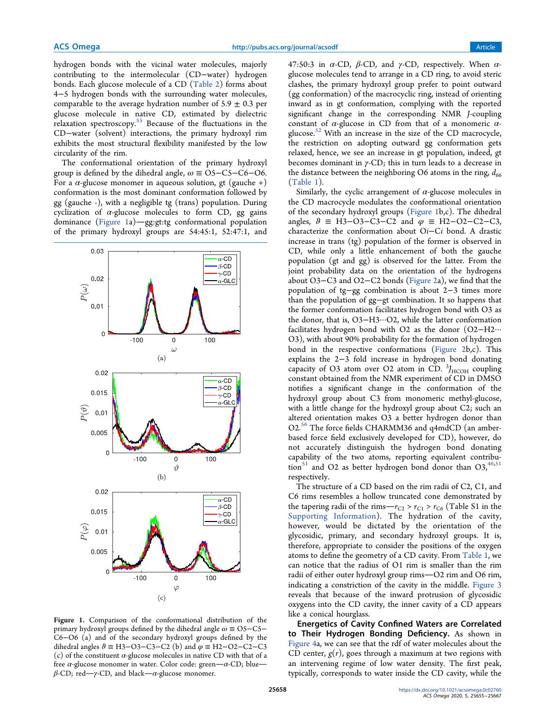hydrogen bonds with the vicinal water molecules, majorly contributing to the intermolecular (CD−water) hydrogen bonds. Each glucose molecule of a CD (Table 2) forms about 4−5 hydrogen bonds with the surrounding water molecules, comparable to the average hydration number of 5.9 ± 0.3 per glucose molecule in native CD, estimated by dielectric relaxation spectroscopy.[55] Because of the fluctuations in the CD−water (solvent) interactions, the primary hydroxyl rim exhibits the most structural flexibility manifested by the low circularity of the rim.

The conformational orientation of the primary hydroxyl group is defined by the dihedral angle, $\omega \equiv$ O5−C5−C6−O6. For a $\alpha$-glucose monomer in aqueous solution, gt (gauche +) conformation is the most dominant conformation followed by gg (gauche -), with a negligible tg (trans) population. During cyclization of $\alpha$-glucose molecules to form CD, gg gains dominance (Figure 1a)—gg:gt:tg conformational population of the primary hydroxyl groups are 54:45:1, 52:47:1, and 47:50:3 in $\alpha$-CD, $\beta$-CD, and $\gamma$-CD, respectively. When $\alpha$-glucose molecules tend to arrange in a CD ring, to avoid steric clashes, the primary hydroxyl group prefer to point outward (gg conformation) of the macrocyclic ring, instead of orienting inward as in gt conformation, complying with the reported significant change in the corresponding NMR $J$-coupling constant of $\alpha$-glucose in CD from that of a monomeric $\alpha$-glucose.[52] With an increase in the size of the CD macrocycle, the restriction on adopting outward gg conformation gets relaxed, hence, we see an increase in gt population, indeed, gt becomes dominant in $\gamma$-CD; this in turn leads to a decrease in the distance between the neighboring O6 atoms in the ring, $d_{66}$ (Table 1).

Figure 1. Comparison of the conformational distribution of the primary hydroxyl groups defined by the dihedral angle $\omega \equiv$ O5−C5−C6−O6 (a) and of the secondary hydroxyl groups defined by the dihedral angles $\vartheta \equiv$ H3−O3−C3−C2 (b) and $\varphi \equiv$ H2−O2−C2−C3 (c) of the constituent $\alpha$-glucose molecules in native CD with that of a free $\alpha$-glucose monomer in water. Color code: green—$\alpha$-CD; blue—$\beta$-CD; red—$\gamma$-CD, and black—$\alpha$-glucose monomer.

Similarly, the cyclic arrangement of $\alpha$-glucose molecules in the CD macrocycle modulates the conformational orientation of the secondary hydroxyl groups (Figure 1b,c). The dihedral angles, $\vartheta \equiv$ H3−O3−C3−C2 and $\varphi \equiv$ H2−O2−C2−C3, characterize the conformation about O$i$−C$i$ bond. A drastic increase in trans (tg) population of the former is observed in CD, while only a little enhancement of both the gauche population (gt and gg) is observed for the latter. From the joint probability data on the orientation of the hydrogens about O3−C3 and O2−C2 bonds (Figure 2a), we find that the population of tg−gg combination is about 2−3 times more than the population of gg−gt combination. It so happens that the former conformation facilitates hydrogen bond with O3 as the donor, that is, O3−H3···O2, while the latter conformation facilitates hydrogen bond with O2 as the donor (O2−H2···O3), with about 90% probability for the formation of hydrogen bond in the respective conformations (Figure 2b,c). This explains the 2−3 fold increase in hydrogen bond donating capacity of O3 atom over O2 atom in CD. $^3J_{\mathrm{HCOH}}$ coupling constant obtained from the NMR experiment of CD in DMSO notifies a significant change in the conformation of the hydroxyl group about C3 from monomeric methyl-glucose, with a little change for the hydroxyl group about C2; such an altered orientation makes O3 a better hydrogen donor than O2.[56] The force fields CHARMM36 and q4mdCD (an amber-based force field exclusively developed for CD), however, do not accurately distinguish the hydrogen bond donating capability of the two atoms, reporting equivalent contribution[51] and O2 as better hydrogen bond donor than O3,[46,51] respectively.

The structure of a CD based on the rim radii of C2, C1, and C6 rims resembles a hollow truncated cone demonstrated by the tapering radii of the rims—$r_{C2} > r_{C1} > r_{C6}$ (Table S1 in the Supporting Information). The hydration of the cavity, however, would be dictated by the orientation of the glycosidic, primary, and secondary hydroxyl groups. It is, therefore, appropriate to consider the positions of the oxygen atoms to define the geometry of a CD cavity. From Table 1, we can notice that the radius of O1 rim is smaller than the rim radii of either outer hydroxyl group rims—O2 rim and O6 rim, indicating a constriction of the cavity in the middle. Figure 3 reveals that because of the inward protrusion of glycosidic oxygens into the CD cavity, the inner cavity of a CD appears like a conical hourglass.

**Energetics of Cavity Confined Waters are Correlated to Their Hydrogen Bonding Deficiency.** As shown in Figure 4a, we can see that the rdf of water molecules about the CD center, $g(r)$, goes through a maximum at two regions with an intervening regime of low water density. The first peak, typically, corresponds to water inside the CD cavity, while the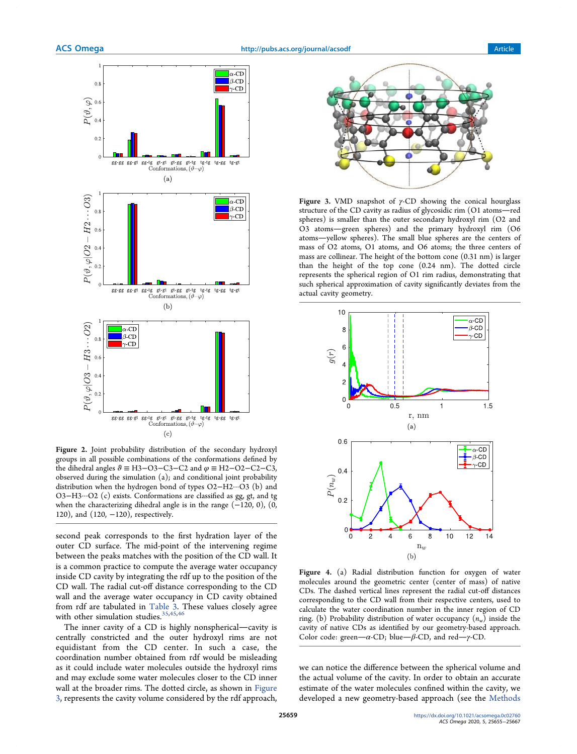Figure 2. Joint probability distribution of the secondary hydroxyl groups in all possible combinations of the conformations defined by the dihedral angles $\vartheta \equiv$ H3−O3−C3−C2 and $\varphi \equiv$ H2−O2−C2−C3, observed during the simulation (a); and conditional joint probability distribution when the hydrogen bond of types O2−H2···O3 (b) and O3−H3···O2 (c) exists. Conformations are classified as gg, gt, and tg when the characterizing dihedral angle is in the range (−120, 0), (0, 120), and (120, −120), respectively.

Figure 3. VMD snapshot of γ-CD showing the conical hourglass structure of the CD cavity as radius of glycosidic rim (O1 atoms—red spheres) is smaller than the outer secondary hydroxyl rim (O2 and O3 atoms—green spheres) and the primary hydroxyl rim (O6 atoms—yellow spheres). The small blue spheres are the centers of mass of O2 atoms, O1 atoms, and O6 atoms; the three centers of mass are collinear. The height of the bottom cone (0.31 nm) is larger than the height of the top cone (0.24 nm). The dotted circle represents the spherical region of O1 rim radius, demonstrating that such spherical approximation of cavity significantly deviates from the actual cavity geometry.

Figure 4. (a) Radial distribution function for oxygen of water molecules around the geometric center (center of mass) of native CDs. The dashed vertical lines represent the radial cut-off distances corresponding to the CD wall from their respective centers, used to calculate the water coordination number in the inner region of CD ring. (b) Probability distribution of water occupancy ($n_w$) inside the cavity of native CDs as identified by our geometry-based approach. Color code: green—α-CD; blue—β-CD, and red—γ-CD.

second peak corresponds to the first hydration layer of the outer CD surface. The mid-point of the intervening regime between the peaks matches with the position of the CD wall. It is a common practice to compute the average water occupancy inside CD cavity by integrating the rdf up to the position of the CD wall. The radial cut-off distance corresponding to the CD wall and the average water occupancy in CD cavity obtained from rdf are tabulated in Table 3. These values closely agree with other simulation studies.[35,45,46]

The inner cavity of a CD is highly nonspherical—cavity is centrally constricted and the outer hydroxyl rims are not equidistant from the CD center. In such a case, the coordination number obtained from rdf would be misleading as it could include water molecules outside the hydroxyl rims and may exclude some water molecules closer to the CD inner wall at the broader rims. The dotted circle, as shown in Figure 3, represents the cavity volume considered by the rdf approach, we can notice the difference between the spherical volume and the actual volume of the cavity. In order to obtain an accurate estimate of the water molecules confined within the cavity, we developed a new geometry-based approach (see the Methods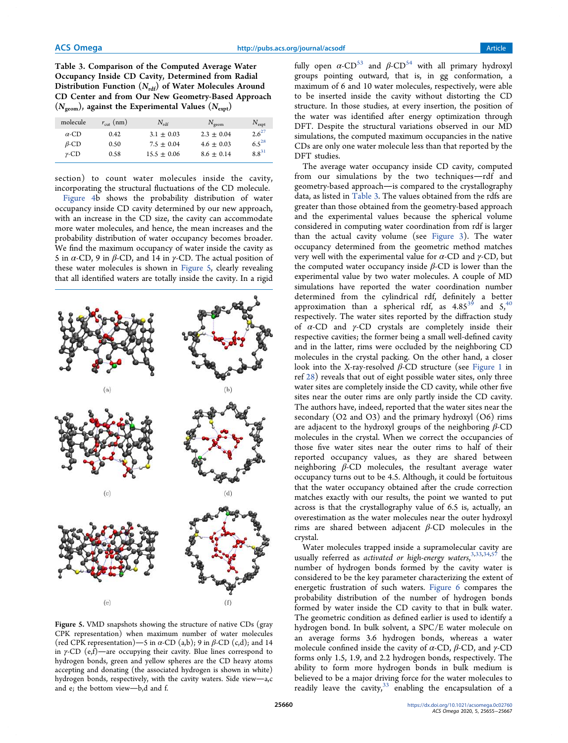**Table 3. Comparison of the Computed Average Water Occupancy Inside CD Cavity, Determined from Radial Distribution Function ($N_{rdf}$) of Water Molecules Around CD Center and from Our New Geometry-Based Approach ($N_{geom}$), against the Experimental Values ($N_{expt}$)**

| molecule | $r_{cut}$ (nm) | $N_{rdf}$ | $N_{geom}$ | $N_{expt}$ |
|---|---|---|---|---|
| α-CD | 0.42 | 3.1 ± 0.03 | 2.3 ± 0.04 | 2.6[27] |
| β-CD | 0.50 | 7.5 ± 0.04 | 4.6 ± 0.03 | 6.5[28] |
| γ-CD | 0.58 | 15.5 ± 0.06 | 8.6 ± 0.14 | 8.8[31] |

section) to count water molecules inside the cavity, incorporating the structural fluctuations of the CD molecule. Figure 4b shows the probability distribution of water occupancy inside CD cavity determined by our new approach, with an increase in the CD size, the cavity can accommodate more water molecules, and hence, the mean increases and the probability distribution of water occupancy becomes broader. We find the maximum occupancy of water inside the cavity as 5 in α-CD, 9 in β-CD, and 14 in γ-CD. The actual position of these water molecules is shown in Figure 5, clearly revealing that all identified waters are totally inside the cavity. In a rigid fully open α-CD[53] and β-CD[54] with all primary hydroxyl groups pointing outward, that is, in gg conformation, a maximum of 6 and 10 water molecules, respectively, were able to be inserted inside the cavity without distorting the CD structure. In those studies, at every insertion, the position of the water was identified after energy optimization through DFT. Despite the structural variations observed in our MD simulations, the computed maximum occupancies in the native CDs are only one water molecule less than that reported by the DFT studies.

Figure 5. VMD snapshots showing the structure of native CDs (gray CPK representation) when maximum number of water molecules (red CPK representation)—5 in α-CD (a,b); 9 in β-CD (c,d); and 14 in γ-CD (e,f)—are occupying their cavity. Blue lines correspond to hydrogen bonds, green and yellow spheres are the CD heavy atoms accepting and donating (the associated hydrogen is shown in white) hydrogen bonds, respectively, with the cavity waters. Side view—a,c and e; the bottom view—b,d and f.

The average water occupancy inside CD cavity, computed from our simulations by the two techniques—rdf and geometry-based approach—is compared to the crystallography data, as listed in Table 3. The values obtained from the rdfs are greater than those obtained from the geometry-based approach and the experimental values because the spherical volume considered in computing water coordination from rdf is larger than the actual cavity volume (see Figure 3). The water occupancy determined from the geometric method matches very well with the experimental value for α-CD and γ-CD, but the computed water occupancy inside β-CD is lower than the experimental value by two water molecules. A couple of MD simulations have reported the water coordination number determined from the cylindrical rdf, definitely a better approximation than a spherical rdf, as 4.85[39] and 5,[40] respectively. The water sites reported by the diffraction study of α-CD and γ-CD crystals are completely inside their respective cavities; the former being a small well-defined cavity and in the latter, rims were occluded by the neighboring CD molecules in the crystal packing. On the other hand, a closer look into the X-ray-resolved β-CD structure (see Figure 1 in ref 28) reveals that out of eight possible water sites, only three water sites are completely inside the CD cavity, while other five sites near the outer rims are only partly inside the CD cavity. The authors have, indeed, reported that the water sites near the secondary (O2 and O3) and the primary hydroxyl (O6) rims are adjacent to the hydroxyl groups of the neighboring β-CD molecules in the crystal. When we correct the occupancies of those five water sites near the outer rims to half of their reported occupancy values, as they are shared between neighboring β-CD molecules, the resultant average water occupancy turns out to be 4.5. Although, it could be fortuitous that the water occupancy obtained after the crude correction matches exactly with our results, the point we wanted to put across is that the crystallography value of 6.5 is, actually, an overestimation as the water molecules near the outer hydroxyl rims are shared between adjacent β-CD molecules in the crystal.

Water molecules trapped inside a supramolecular cavity are usually referred as *activated or high-energy waters*,[3,33,34,57] the number of hydrogen bonds formed by the cavity water is considered to be the key parameter characterizing the extent of energetic frustration of such waters. Figure 6 compares the probability distribution of the number of hydrogen bonds formed by water inside the CD cavity to that in bulk water. The geometric condition as defined earlier is used to identify a hydrogen bond. In bulk solvent, a SPC/E water molecule on an average forms 3.6 hydrogen bonds, whereas a water molecule confined inside the cavity of α-CD, β-CD, and γ-CD forms only 1.5, 1.9, and 2.2 hydrogen bonds, respectively. The ability to form more hydrogen bonds in bulk medium is believed to be a major driving force for the water molecules to readily leave the cavity,[33] enabling the encapsulation of a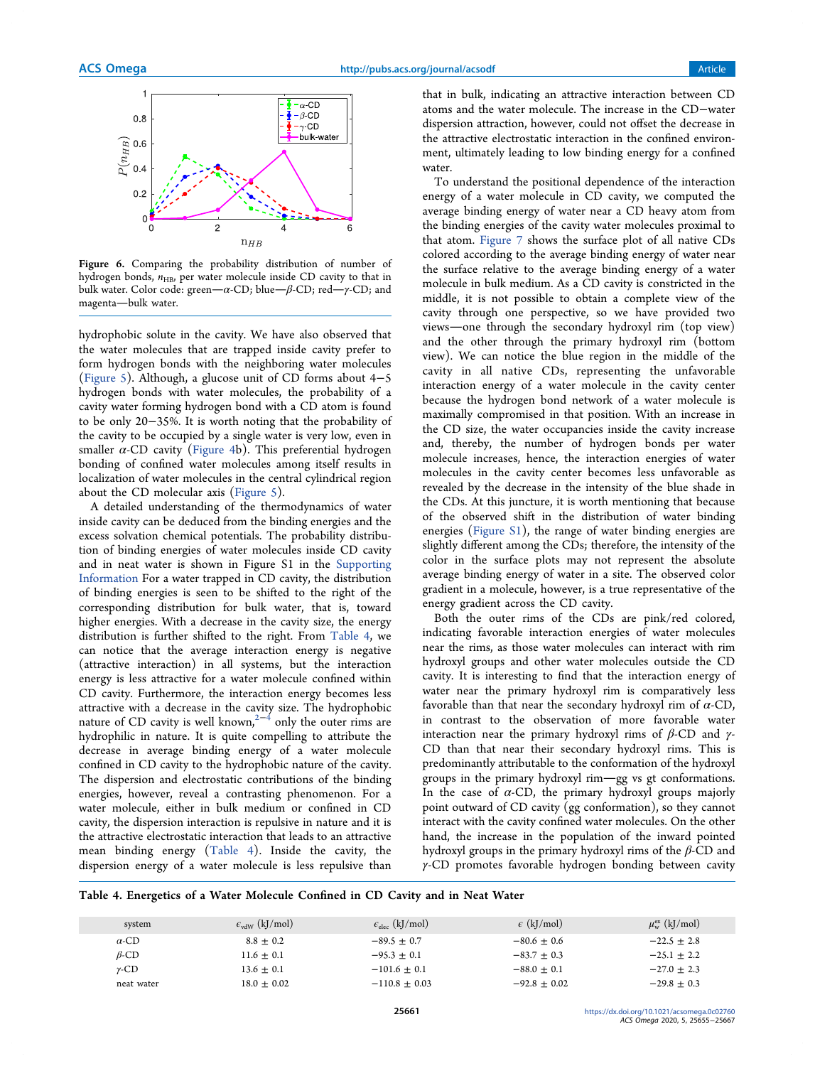1

0.8

$P(n_{HB})$ 0.6

0.4

0.2

0

0 2 4 6

$n_{HB}$

α-CD

β-CD

γ-CD

bulk-water

**Figure 6.** Comparing the probability distribution of number of hydrogen bonds, $n_{HB}$, per water molecule inside CD cavity to that in bulk water. Color code: green—α-CD; blue—β-CD; red—γ-CD; and magenta—bulk water.

hydrophobic solute in the cavity. We have also observed that the water molecules that are trapped inside cavity prefer to form hydrogen bonds with the neighboring water molecules (Figure 5). Although, a glucose unit of CD forms about 4−5 hydrogen bonds with water molecules, the probability of a cavity water forming hydrogen bond with a CD atom is found to be only 20−35%. It is worth noting that the probability of the cavity to be occupied by a single water is very low, even in smaller α-CD cavity (Figure 4b). This preferential hydrogen bonding of confined water molecules among itself results in localization of water molecules in the central cylindrical region about the CD molecular axis (Figure 5).

A detailed understanding of the thermodynamics of water inside cavity can be deduced from the binding energies and the excess solvation chemical potentials. The probability distribution of binding energies of water molecules inside CD cavity and in neat water is shown in Figure S1 in the Supporting Information For a water trapped in CD cavity, the distribution of binding energies is seen to be shifted to the right of the corresponding distribution for bulk water, that is, toward higher energies. With a decrease in the cavity size, the energy distribution is further shifted to the right. From Table 4, we can notice that the average interaction energy is negative (attractive interaction) in all systems, but the interaction energy is less attractive for a water molecule confined within CD cavity. Furthermore, the interaction energy becomes less attractive with a decrease in the cavity size. The hydrophobic nature of CD cavity is well known,[2−4] only the outer rims are hydrophilic in nature. It is quite compelling to attribute the decrease in average binding energy of a water molecule confined in CD cavity to the hydrophobic nature of the cavity. The dispersion and electrostatic contributions of the binding energies, however, reveal a contrasting phenomenon. For a water molecule, either in bulk medium or confined in CD cavity, the dispersion interaction is repulsive in nature and it is the attractive electrostatic interaction that leads to an attractive mean binding energy (Table 4). Inside the cavity, the dispersion energy of a water molecule is less repulsive than that in bulk, indicating an attractive interaction between CD atoms and the water molecule. The increase in the CD−water dispersion attraction, however, could not offset the decrease in the attractive electrostatic interaction in the confined environment, ultimately leading to low binding energy for a confined water.

To understand the positional dependence of the interaction energy of a water molecule in CD cavity, we computed the average binding energy of water near a CD heavy atom from the binding energies of the cavity water molecules proximal to that atom. Figure 7 shows the surface plot of all native CDs colored according to the average binding energy of water near the surface relative to the average binding energy of a water molecule in bulk medium. As a CD cavity is constricted in the middle, it is not possible to obtain a complete view of the cavity through one perspective, so we have provided two views—one through the secondary hydroxyl rim (top view) and the other through the primary hydroxyl rim (bottom view). We can notice the blue region in the middle of the cavity in all native CDs, representing the unfavorable interaction energy of a water molecule in the cavity center because the hydrogen bond network of a water molecule is maximally compromised in that position. With an increase in the CD size, the water occupancies inside the cavity increase and, thereby, the number of hydrogen bonds per water molecule increases, hence, the interaction energies of water molecules in the cavity center becomes less unfavorable as revealed by the decrease in the intensity of the blue shade in the CDs. At this juncture, it is worth mentioning that because of the observed shift in the distribution of water binding energies (Figure S1), the range of water binding energies are slightly different among the CDs; therefore, the intensity of the color in the surface plots may not represent the absolute average binding energy of water in a site. The observed color gradient in a molecule, however, is a true representative of the energy gradient across the CD cavity.

Both the outer rims of the CDs are pink/red colored, indicating favorable interaction energies of water molecules near the rims, as those water molecules can interact with rim hydroxyl groups and other water molecules outside the CD cavity. It is interesting to find that the interaction energy of water near the primary hydroxyl rim is comparatively less favorable than that near the secondary hydroxyl rim of α-CD, in contrast to the observation of more favorable water interaction near the primary hydroxyl rims of β-CD and γ-CD than that near their secondary hydroxyl rims. This is predominantly attributable to the conformation of the hydroxyl groups in the primary hydroxyl rim—gg vs gt conformations. In the case of α-CD, the primary hydroxyl groups majorly point outward of CD cavity (gg conformation), so they cannot interact with the cavity confined water molecules. On the other hand, the increase in the population of the inward pointed hydroxyl groups in the primary hydroxyl rims of the β-CD and γ-CD promotes favorable hydrogen bonding between cavity

**Table 4. Energetics of a Water Molecule Confined in CD Cavity and in Neat Water**

| system | $\epsilon_{vdW}$ (kJ/mol) | $\epsilon_{elec}$ (kJ/mol) | $\epsilon$ (kJ/mol) | $\mu_w^{ex}$ (kJ/mol) |
|---|---|---|---|---|
| α-CD | 8.8 ± 0.2 | −89.5 ± 0.7 | −80.6 ± 0.6 | −22.5 ± 2.8 |
| β-CD | 11.6 ± 0.1 | −95.3 ± 0.1 | −83.7 ± 0.3 | −25.1 ± 2.2 |
| γ-CD | 13.6 ± 0.1 | −101.6 ± 0.1 | −88.0 ± 0.1 | −27.0 ± 2.3 |
| neat water | 18.0 ± 0.02 | −110.8 ± 0.03 | −92.8 ± 0.02 | −29.8 ± 0.3 |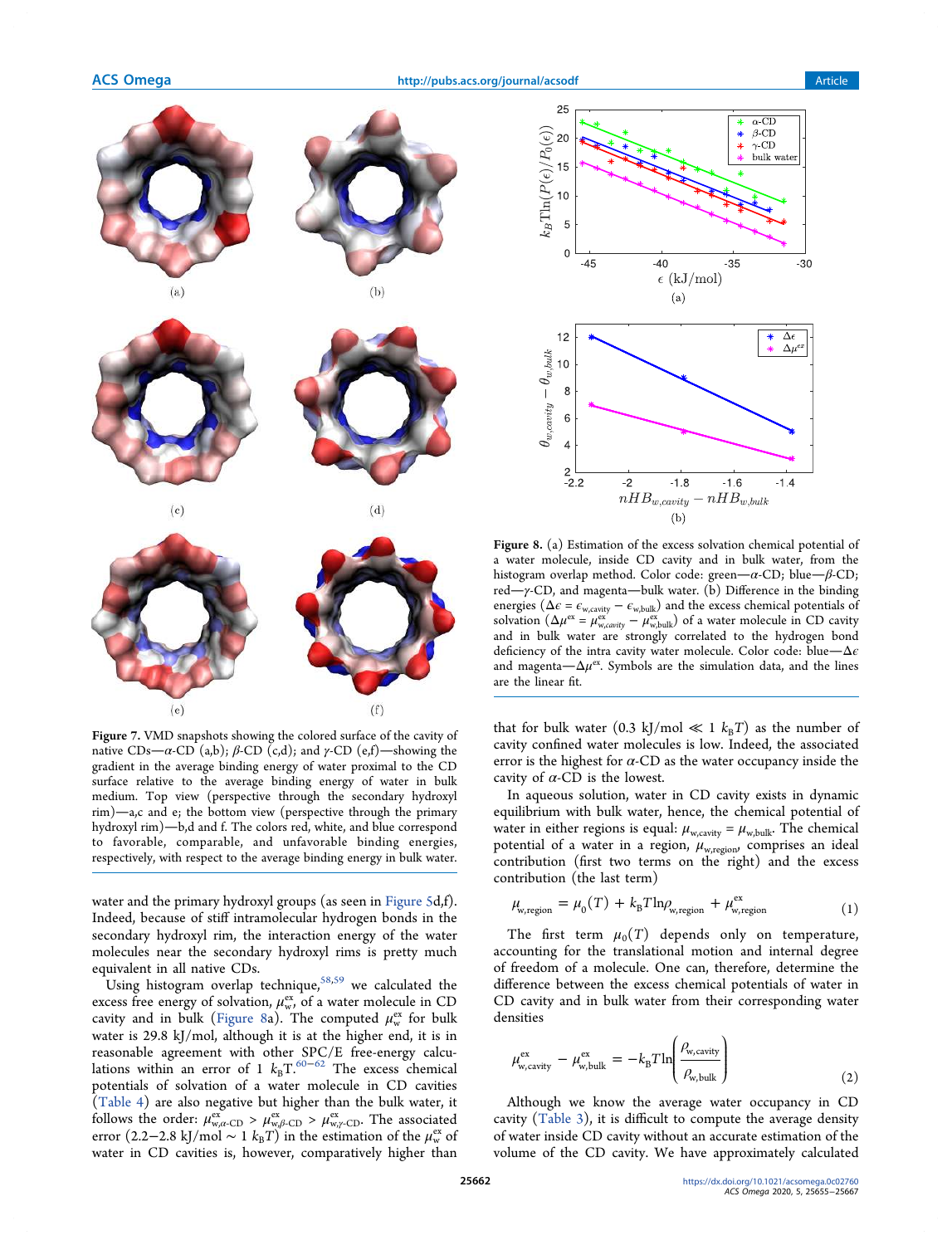Figure 7. VMD snapshots showing the colored surface of the cavity of native CDs—α-CD (a,b); β-CD (c,d); and γ-CD (e,f)—showing the gradient in the average binding energy of water proximal to the CD surface relative to the average binding energy of water in bulk medium. Top view (perspective through the secondary hydroxyl rim)—a,c and e; the bottom view (perspective through the primary hydroxyl rim)—b,d and f. The colors red, white, and blue correspond to favorable, comparable, and unfavorable binding energies, respectively, with respect to the average binding energy in bulk water.

water and the primary hydroxyl groups (as seen in Figure 5d,f). Indeed, because of stiff intramolecular hydrogen bonds in the secondary hydroxyl rim, the interaction energy of the water molecules near the secondary hydroxyl rims is pretty much equivalent in all native CDs.

Using histogram overlap technique,[58,59] we calculated the excess free energy of solvation, $\mu_{w}^{ex}$, of a water molecule in CD cavity and in bulk (Figure 8a). The computed $\mu_{w}^{ex}$ for bulk water is 29.8 kJ/mol, although it is at the higher end, it is in reasonable agreement with other SPC/E free-energy calculations within an error of 1 $k_BT$.[60−62] The excess chemical potentials of solvation of a water molecule in CD cavities (Table 4) are also negative but higher than the bulk water, it follows the order: $\mu_{w,\alpha\text{-CD}}^{ex} > \mu_{w,\beta\text{-CD}}^{ex} > \mu_{w,\gamma\text{-CD}}^{ex}$. The associated error (2.2−2.8 kJ/mol ∼ 1 $k_BT$) in the estimation of the $\mu_{w}^{ex}$ of water in CD cavities is, however, comparatively higher than that for bulk water (0.3 kJ/mol ≪ 1 $k_BT$) as the number of cavity confined water molecules is low. Indeed, the associated error is the highest for α-CD as the water occupancy inside the cavity of α-CD is the lowest.

Figure 8. (a) Estimation of the excess solvation chemical potential of a water molecule, inside CD cavity and in bulk water, from the histogram overlap method. Color code: green—α-CD; blue—β-CD; red—γ-CD, and magenta—bulk water. (b) Difference in the binding energies ($\Delta\epsilon = \epsilon_{w,cavity} - \epsilon_{w,bulk}$) and the excess chemical potentials of solvation ($\Delta\mu^{ex} = \mu_{w,cavity}^{ex} - \mu_{w,bulk}^{ex}$) of a water molecule in CD cavity and in bulk water are strongly correlated to the hydrogen bond deficiency of the intra cavity water molecule. Color code: blue—$\Delta\epsilon$ and magenta—$\Delta\mu^{ex}$. Symbols are the simulation data, and the lines are the linear fit.

In aqueous solution, water in CD cavity exists in dynamic equilibrium with bulk water, hence, the chemical potential of water in either regions is equal: $\mu_{w,cavity} = \mu_{w,bulk}$. The chemical potential of a water in a region, $\mu_{w,region}$, comprises an ideal contribution (first two terms on the right) and the excess contribution (the last term)

$$\mu_{w,region} = \mu_0(T) + k_BT\ln\rho_{w,region} + \mu_{w,region}^{ex} \tag{1}$$

The first term $\mu_0(T)$ depends only on temperature, accounting for the translational motion and internal degree of freedom of a molecule. One can, therefore, determine the difference between the excess chemical potentials of water in CD cavity and in bulk water from their corresponding water densities

$$\mu_{w,cavity}^{ex} - \mu_{w,bulk}^{ex} = -k_BT\ln\left(\frac{\rho_{w,cavity}}{\rho_{w,bulk}}\right) \tag{2}$$

Although we know the average water occupancy in CD cavity (Table 3), it is difficult to compute the average density of water inside CD cavity without an accurate estimation of the volume of the CD cavity. We have approximately calculated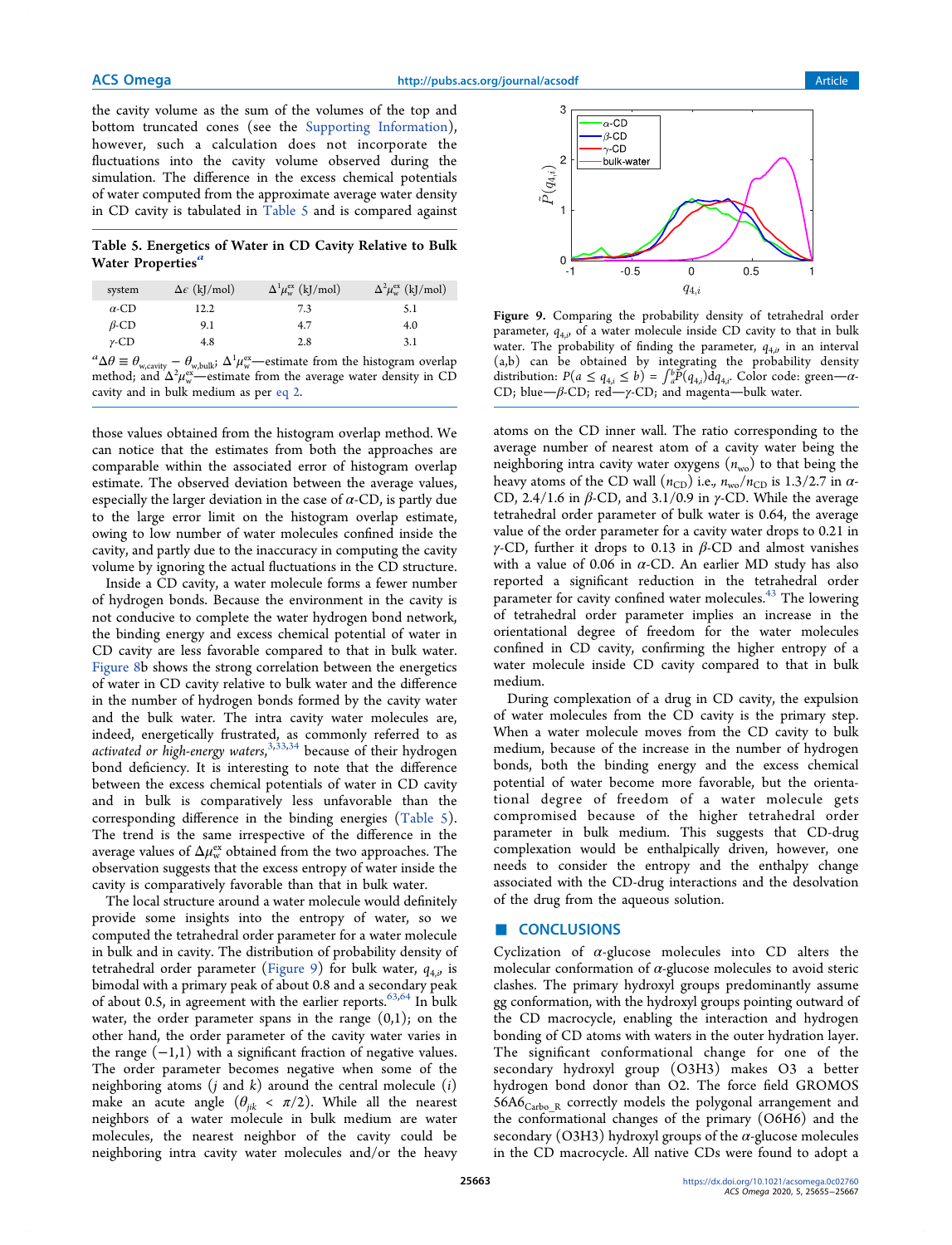the cavity volume as the sum of the volumes of the top and bottom truncated cones (see the Supporting Information), however, such a calculation does not incorporate the fluctuations into the cavity volume observed during the simulation. The difference in the excess chemical potentials of water computed from the approximate average water density in CD cavity is tabulated in Table 5 and is compared against those values obtained from the histogram overlap method. We can notice that the estimates from both the approaches are comparable within the associated error of histogram overlap estimate. The observed deviation between the average values, especially the larger deviation in the case of α-CD, is partly due to the large error limit on the histogram overlap estimate, owing to low number of water molecules confined inside the cavity, and partly due to the inaccuracy in computing the cavity volume by ignoring the actual fluctuations in the CD structure.

Table 5. Energetics of Water in CD Cavity Relative to Bulk Water Properties[a]

| system | $\Delta\epsilon$ (kJ/mol) | $\Delta^1\mu_w^{ex}$ (kJ/mol) | $\Delta^2\mu_w^{ex}$ (kJ/mol) |
|---|---|---|---|
| α-CD | 12.2 | 7.3 | 5.1 |
| β-CD | 9.1 | 4.7 | 4.0 |
| γ-CD | 4.8 | 2.8 | 3.1 |

[a] $\Delta\theta \equiv \theta_{w,cavity} - \theta_{w,bulk}$; $\Delta^1\mu_w^{ex}$—estimate from the histogram overlap method; and $\Delta^2\mu_w^{ex}$—estimate from the average water density in CD cavity and in bulk medium as per eq 2.

Inside a CD cavity, a water molecule forms a fewer number of hydrogen bonds. Because the environment in the cavity is not conducive to complete the water hydrogen bond network, the binding energy and excess chemical potential of water in CD cavity are less favorable compared to that in bulk water. Figure 8b shows the strong correlation between the energetics of water in CD cavity relative to bulk water and the difference in the number of hydrogen bonds formed by the cavity water and the bulk water. The intra cavity water molecules are, indeed, energetically frustrated, as commonly referred to as *activated or high-energy waters*,[3,33,34] because of their hydrogen bond deficiency. It is interesting to note that the difference between the excess chemical potentials of water in CD cavity and in bulk is comparatively less unfavorable than the corresponding difference in the binding energies (Table 5). The trend is the same irrespective of the difference in the average values of $\Delta\mu_w^{ex}$ obtained from the two approaches. The observation suggests that the excess entropy of water inside the cavity is comparatively favorable than that in bulk water.

The local structure around a water molecule would definitely provide some insights into the entropy of water, so we computed the tetrahedral order parameter for a water molecule in bulk and in cavity. The distribution of probability density of tetrahedral order parameter (Figure 9) for bulk water, $q_{4,i}$, is bimodal with a primary peak of about 0.8 and a secondary peak of about 0.5, in agreement with the earlier reports.[63,64] In bulk water, the order parameter spans in the range (0,1); on the other hand, the order parameter of the cavity water varies in the range (−1,1) with a significant fraction of negative values. The order parameter becomes negative when some of the neighboring atoms ($j$ and $k$) around the central molecule ($i$) make an acute angle ($\theta_{jik} < \pi/2$). While all the nearest neighbors of a water molecule in bulk medium are water molecules, the nearest neighbor of the cavity could be neighboring intra cavity water molecules and/or the heavy atoms on the CD inner wall. The ratio corresponding to the average number of nearest atom of a cavity water being the neighboring intra cavity water oxygens ($n_{wo}$) to that being the heavy atoms of the CD wall ($n_{CD}$) i.e., $n_{wo}/n_{CD}$ is 1.3/2.7 in α-CD, 2.4/1.6 in β-CD, and 3.1/0.9 in γ-CD. While the average tetrahedral order parameter of bulk water is 0.64, the average value of the order parameter for a cavity water drops to 0.21 in γ-CD, further it drops to 0.13 in β-CD and almost vanishes with a value of 0.06 in α-CD. An earlier MD study has also reported a significant reduction in the tetrahedral order parameter for cavity confined water molecules.[43] The lowering of tetrahedral order parameter implies an increase in the orientational degree of freedom for the water molecules confined in CD cavity, confirming the higher entropy of a water molecule inside CD cavity compared to that in bulk medium.

Figure 9. Comparing the probability density of tetrahedral order parameter, $q_{4,i}$, of a water molecule inside CD cavity to that in bulk water. The probability of finding the parameter, $q_{4,i}$, in an interval (a,b) can be obtained by integrating the probability density distribution: $P(a \le q_{4,i} \le b) = \int_a^b \tilde{P}(q_{4,i})\mathrm{d}q_{4,i}$. Color code: green—α-CD; blue—β-CD; red—γ-CD; and magenta—bulk water.

During complexation of a drug in CD cavity, the expulsion of water molecules from the CD cavity is the primary step. When a water molecule moves from the CD cavity to bulk medium, because of the increase in the number of hydrogen bonds, both the binding energy and the excess chemical potential of water become more favorable, but the orientational degree of freedom of a water molecule gets compromised because of the higher tetrahedral order parameter in bulk medium. This suggests that CD-drug complexation would be enthalpically driven, however, one needs to consider the entropy and the enthalpy change associated with the CD-drug interactions and the desolvation of the drug from the aqueous solution.

## CONCLUSIONS

Cyclization of α-glucose molecules into CD alters the molecular conformation of α-glucose molecules to avoid steric clashes. The primary hydroxyl groups predominantly assume gg conformation, with the hydroxyl groups pointing outward of the CD macrocycle, enabling the interaction and hydrogen bonding of CD atoms with waters in the outer hydration layer. The significant conformational change for one of the secondary hydroxyl group (O3H3) makes O3 a better hydrogen bond donor than O2. The force field GROMOS $56A6_{Carbo\_R}$ correctly models the polygonal arrangement and the conformational changes of the primary (O6H6) and the secondary (O3H3) hydroxyl groups of the α-glucose molecules in the CD macrocycle. All native CDs were found to adopt a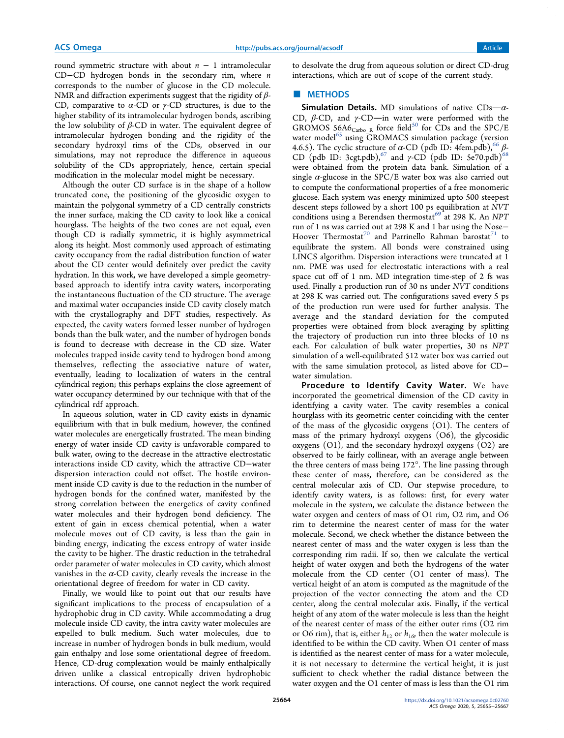round symmetric structure with about $n - 1$ intramolecular CD−CD hydrogen bonds in the secondary rim, where $n$ corresponds to the number of glucose in the CD molecule. NMR and diffraction experiments suggest that the rigidity of β-CD, comparative to α-CD or γ-CD structures, is due to the higher stability of its intramolecular hydrogen bonds, ascribing the low solubility of β-CD in water. The equivalent degree of intramolecular hydrogen bonding and the rigidity of the secondary hydroxyl rims of the CDs, observed in our simulations, may not reproduce the difference in aqueous solubility of the CDs appropriately, hence, certain special modification in the molecular model might be necessary.

Although the outer CD surface is in the shape of a hollow truncated cone, the positioning of the glycosidic oxygen to maintain the polygonal symmetry of a CD centrally constricts the inner surface, making the CD cavity to look like a conical hourglass. The heights of the two cones are not equal, even though CD is radially symmetric, it is highly asymmetrical along its height. Most commonly used approach of estimating cavity occupancy from the radial distribution function of water about the CD center would definitely over predict the cavity hydration. In this work, we have developed a simple geometry-based approach to identify intra cavity waters, incorporating the instantaneous fluctuation of the CD structure. The average and maximal water occupancies inside CD cavity closely match with the crystallography and DFT studies, respectively. As expected, the cavity waters formed lesser number of hydrogen bonds than the bulk water, and the number of hydrogen bonds is found to decrease with decrease in the CD size. Water molecules trapped inside cavity tend to hydrogen bond among themselves, reflecting the associative nature of water, eventually, leading to localization of waters in the central cylindrical region; this perhaps explains the close agreement of water occupancy determined by our technique with that of the cylindrical rdf approach.

In aqueous solution, water in CD cavity exists in dynamic equilibrium with that in bulk medium, however, the confined water molecules are energetically frustrated. The mean binding energy of water inside CD cavity is unfavorable compared to bulk water, owing to the decrease in the attractive electrostatic interactions inside CD cavity, which the attractive CD−water dispersion interaction could not offset. The hostile environment inside CD cavity is due to the reduction in the number of hydrogen bonds for the confined water, manifested by the strong correlation between the energetics of cavity confined water molecules and their hydrogen bond deficiency. The extent of gain in excess chemical potential, when a water molecule moves out of CD cavity, is less than the gain in binding energy, indicating the excess entropy of water inside the cavity to be higher. The drastic reduction in the tetrahedral order parameter of water molecules in CD cavity, which almost vanishes in the α-CD cavity, clearly reveals the increase in the orientational degree of freedom for water in CD cavity.

Finally, we would like to point out that our results have significant implications to the process of encapsulation of a hydrophobic drug in CD cavity. While accommodating a drug molecule inside CD cavity, the intra cavity water molecules are expelled to bulk medium. Such water molecules, due to increase in number of hydrogen bonds in bulk medium, would gain enthalpy and lose some orientational degree of freedom. Hence, CD-drug complexation would be mainly enthalpically driven unlike a classical entropically driven hydrophobic interactions. Of course, one cannot neglect the work required to desolvate the drug from aqueous solution or direct CD-drug interactions, which are out of scope of the current study.

## ■ METHODS

**Simulation Details.** MD simulations of native CDs—α-CD, β-CD, and γ-CD—in water were performed with the GROMOS 56A6$_{\text{Carbo\_R}}$ force field[50] for CDs and the SPC/E water model[65] using GROMACS simulation package (version 4.6.5). The cyclic structure of α-CD (pdb ID: 4fem.pdb),[66] β-CD (pdb ID: 3cgt.pdb),[67] and γ-CD (pdb ID: 5e70.pdb)[68] were obtained from the protein data bank. Simulation of a single α-glucose in the SPC/E water box was also carried out to compute the conformational properties of a free monomeric glucose. Each system was energy minimized upto 500 steepest descent steps followed by a short 100 ps equilibration at *NVT* conditions using a Berendsen thermostat[69] at 298 K. An *NPT* run of 1 ns was carried out at 298 K and 1 bar using the Nose−Hoover Thermostat[70] and Parrinello Rahman barostat[71] to equilibrate the system. All bonds were constrained using LINCS algorithm. Dispersion interactions were truncated at 1 nm. PME was used for electrostatic interactions with a real space cut off of 1 nm. MD integration time-step of 2 fs was used. Finally a production run of 30 ns under *NVT* conditions at 298 K was carried out. The configurations saved every 5 ps of the production run were used for further analysis. The average and the standard deviation for the computed properties were obtained from block averaging by splitting the trajectory of production run into three blocks of 10 ns each. For calculation of bulk water properties, 30 ns *NPT* simulation of a well-equilibrated 512 water box was carried out with the same simulation protocol, as listed above for CD−water simulation.

**Procedure to Identify Cavity Water.** We have incorporated the geometrical dimension of the CD cavity in identifying a cavity water. The cavity resembles a conical hourglass with its geometric center coinciding with the center of the mass of the glycosidic oxygens (O1). The centers of mass of the primary hydroxyl oxygens (O6), the glycosidic oxygens (O1), and the secondary hydroxyl oxygens (O2) are observed to be fairly collinear, with an average angle between the three centers of mass being 172°. The line passing through these center of mass, therefore, can be considered as the central molecular axis of CD. Our stepwise procedure, to identify cavity waters, is as follows: first, for every water molecule in the system, we calculate the distance between the water oxygen and centers of mass of O1 rim, O2 rim, and O6 rim to determine the nearest center of mass for the water molecule. Second, we check whether the distance between the nearest center of mass and the water oxygen is less than the corresponding rim radii. If so, then we calculate the vertical height of water oxygen and both the hydrogens of the water molecule from the CD center (O1 center of mass). The vertical height of an atom is computed as the magnitude of the projection of the vector connecting the atom and the CD center, along the central molecular axis. Finally, if the vertical height of any atom of the water molecule is less than the height of the nearest center of mass of the either outer rims (O2 rim or O6 rim), that is, either $h_{12}$ or $h_{16}$, then the water molecule is identified to be within the CD cavity. When O1 center of mass is identified as the nearest center of mass for a water molecule, it is not necessary to determine the vertical height, it is just sufficient to check whether the radial distance between the water oxygen and the O1 center of mass is less than the O1 rim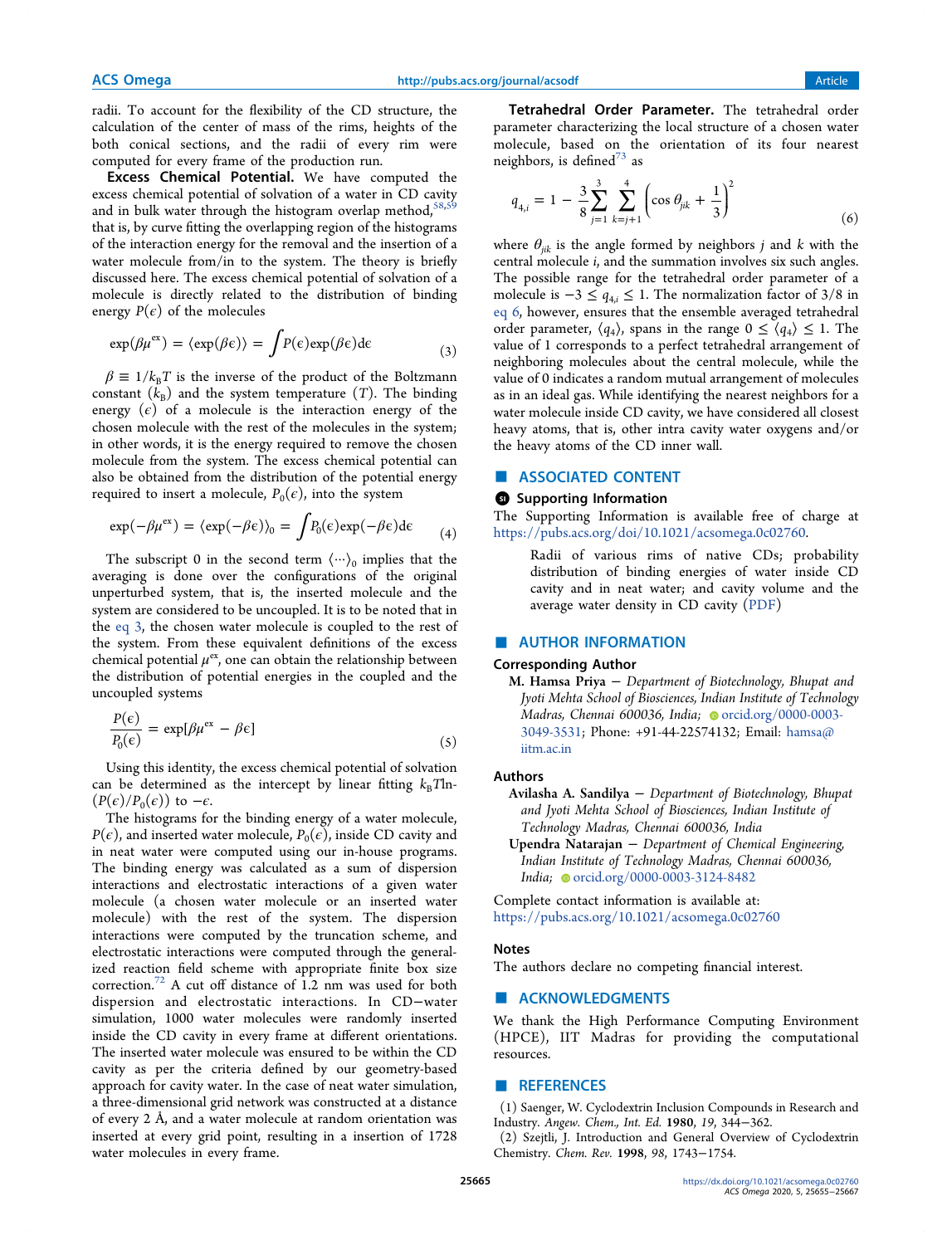radii. To account for the flexibility of the CD structure, the calculation of the center of mass of the rims, heights of the both conical sections, and the radii of every rim were computed for every frame of the production run.

**Excess Chemical Potential.** We have computed the excess chemical potential of solvation of a water in CD cavity and in bulk water through the histogram overlap method,[58,59] that is, by curve fitting the overlapping region of the histograms of the interaction energy for the removal and the insertion of a water molecule from/in to the system. The theory is briefly discussed here. The excess chemical potential of solvation of a molecule is directly related to the distribution of binding energy $P(\epsilon)$ of the molecules

$$\exp(\beta\mu^{\text{ex}}) = \langle \exp(\beta\epsilon) \rangle = \int P(\epsilon)\exp(\beta\epsilon)\text{d}\epsilon \tag{3}$$

$\beta \equiv 1/k_{\text{B}}T$ is the inverse of the product of the Boltzmann constant ($k_{\text{B}}$) and the system temperature ($T$). The binding energy ($\epsilon$) of a molecule is the interaction energy of the chosen molecule with the rest of the molecules in the system; in other words, it is the energy required to remove the chosen molecule from the system. The excess chemical potential can also be obtained from the distribution of the potential energy required to insert a molecule, $P_0(\epsilon)$, into the system

$$\exp(-\beta\mu^{\text{ex}}) = \langle \exp(-\beta\epsilon) \rangle_0 = \int P_0(\epsilon)\exp(-\beta\epsilon)\text{d}\epsilon \tag{4}$$

The subscript 0 in the second term $\langle\cdots\rangle_0$ implies that the averaging is done over the configurations of the original unperturbed system, that is, the inserted molecule and the system are considered to be uncoupled. It is to be noted that in the eq 3, the chosen water molecule is coupled to the rest of the system. From these equivalent definitions of the excess chemical potential $\mu^{\text{ex}}$, one can obtain the relationship between the distribution of potential energies in the coupled and the uncoupled systems

$$\frac{P(\epsilon)}{P_0(\epsilon)} = \exp[\beta\mu^{\text{ex}} - \beta\epsilon] \tag{5}$$

Using this identity, the excess chemical potential of solvation can be determined as the intercept by linear fitting $k_{\text{B}}T\ln(P(\epsilon)/P_0(\epsilon))$ to $-\epsilon$.

The histograms for the binding energy of a water molecule, $P(\epsilon)$, and inserted water molecule, $P_0(\epsilon)$, inside CD cavity and in neat water were computed using our in-house programs. The binding energy was calculated as a sum of dispersion interactions and electrostatic interactions of a given water molecule (a chosen water molecule or an inserted water molecule) with the rest of the system. The dispersion interactions were computed by the truncation scheme, and electrostatic interactions were computed through the generalized reaction field scheme with appropriate finite box size correction.[72] A cut off distance of 1.2 nm was used for both dispersion and electrostatic interactions. In CD–water simulation, 1000 water molecules were randomly inserted inside the CD cavity in every frame at different orientations. The inserted water molecule was ensured to be within the CD cavity as per the criteria defined by our geometry-based approach for cavity water. In the case of neat water simulation, a three-dimensional grid network was constructed at a distance of every 2 Å, and a water molecule at random orientation was inserted at every grid point, resulting in a insertion of 1728 water molecules in every frame.

**Tetrahedral Order Parameter.** The tetrahedral order parameter characterizing the local structure of a chosen water molecule, based on the orientation of its four nearest neighbors, is defined[73] as

$$q_{4,i} = 1 - \frac{3}{8}\sum_{j=1}^{3}\sum_{k=j+1}^{4}\left(\cos\theta_{jik} + \frac{1}{3}\right)^2 \tag{6}$$

where $\theta_{jik}$ is the angle formed by neighbors $j$ and $k$ with the central molecule $i$, and the summation involves six such angles. The possible range for the tetrahedral order parameter of a molecule is $-3 \leq q_{4,i} \leq 1$. The normalization factor of 3/8 in eq 6, however, ensures that the ensemble averaged tetrahedral order parameter, $\langle q_4 \rangle$, spans in the range $0 \leq \langle q_4 \rangle \leq 1$. The value of 1 corresponds to a perfect tetrahedral arrangement of neighboring molecules about the central molecule, while the value of 0 indicates a random mutual arrangement of molecules as in an ideal gas. While identifying the nearest neighbors for a water molecule inside CD cavity, we have considered all closest heavy atoms, that is, other intra cavity water oxygens and/or the heavy atoms of the CD inner wall.

## ■ ASSOCIATED CONTENT

### Supporting Information

The Supporting Information is available free of charge at https://pubs.acs.org/doi/10.1021/acsomega.0c02760.

> Radii of various rims of native CDs; probability distribution of binding energies of water inside CD cavity and in neat water; and cavity volume and the average water density in CD cavity (PDF)

## ■ AUTHOR INFORMATION

### Corresponding Author

**M. Hamsa Priya** − *Department of Biotechnology, Bhupat and Jyoti Mehta School of Biosciences, Indian Institute of Technology Madras, Chennai 600036, India;* orcid.org/0000-0003-3049-3531; Phone: +91-44-22574132; Email: hamsa@iitm.ac.in

### Authors

**Avilasha A. Sandilya** − *Department of Biotechnology, Bhupat and Jyoti Mehta School of Biosciences, Indian Institute of Technology Madras, Chennai 600036, India*

**Upendra Natarajan** − *Department of Chemical Engineering, Indian Institute of Technology Madras, Chennai 600036, India;* orcid.org/0000-0003-3124-8482

Complete contact information is available at: https://pubs.acs.org/10.1021/acsomega.0c02760

### Notes

The authors declare no competing financial interest.

## ■ ACKNOWLEDGMENTS

We thank the High Performance Computing Environment (HPCE), IIT Madras for providing the computational resources.

## ■ REFERENCES

(1) Saenger, W. Cyclodextrin Inclusion Compounds in Research and Industry. *Angew. Chem., Int. Ed.* **1980**, *19*, 344−362.

(2) Szejtli, J. Introduction and General Overview of Cyclodextrin Chemistry. *Chem. Rev.* **1998**, *98*, 1743−1754.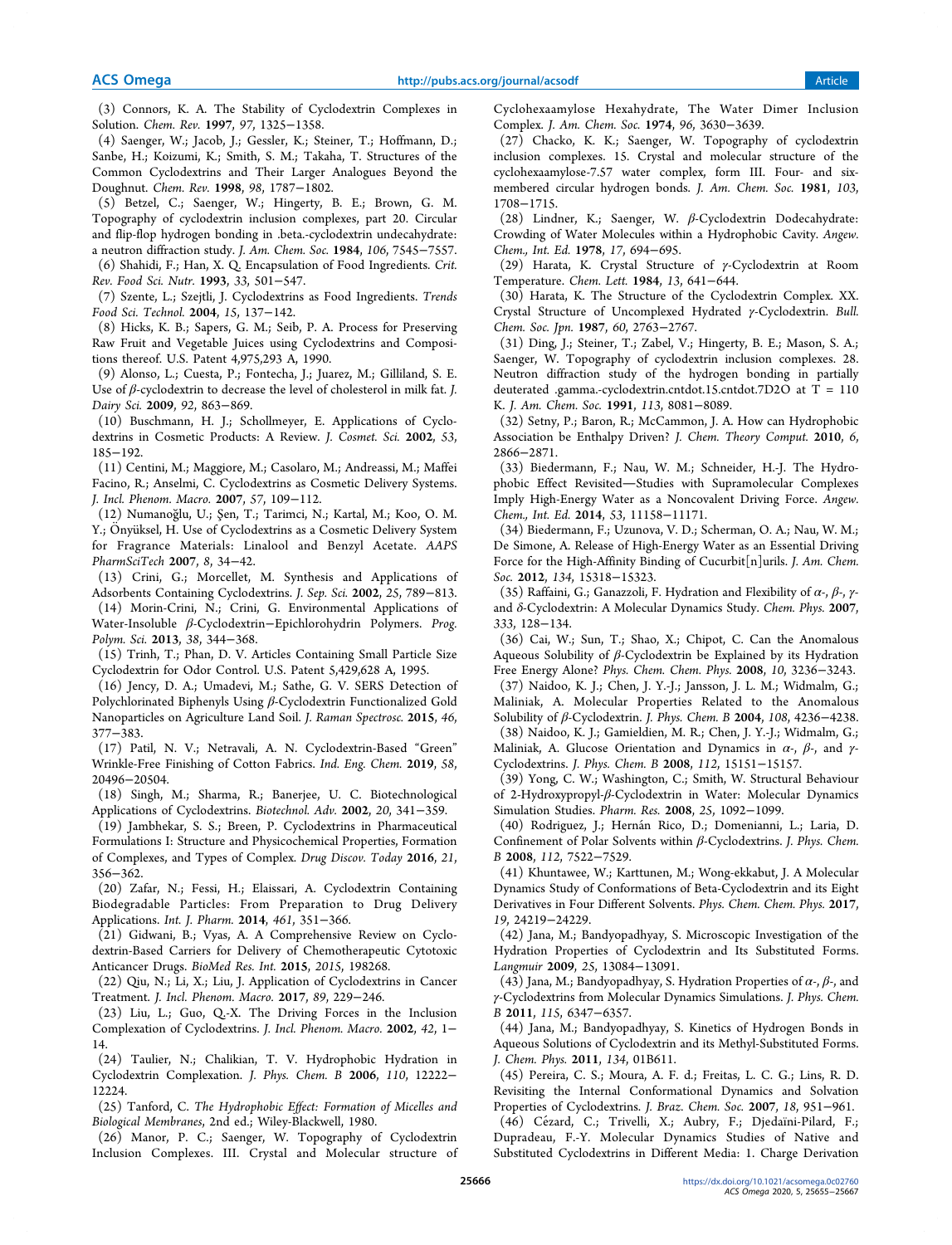(3) Connors, K. A. The Stability of Cyclodextrin Complexes in Solution. *Chem. Rev.* **1997**, *97*, 1325−1358.

(4) Saenger, W.; Jacob, J.; Gessler, K.; Steiner, T.; Hoffmann, D.; Sanbe, H.; Koizumi, K.; Smith, S. M.; Takaha, T. Structures of the Common Cyclodextrins and Their Larger Analogues Beyond the Doughnut. *Chem. Rev.* **1998**, *98*, 1787−1802.

(5) Betzel, C.; Saenger, W.; Hingerty, B. E.; Brown, G. M. Topography of cyclodextrin inclusion complexes, part 20. Circular and flip-flop hydrogen bonding in .beta.-cyclodextrin undecahydrate: a neutron diffraction study. *J. Am. Chem. Soc.* **1984**, *106*, 7545−7557.

(6) Shahidi, F.; Han, X. Q. Encapsulation of Food Ingredients. *Crit. Rev. Food Sci. Nutr.* **1993**, *33*, 501−547.

(7) Szente, L.; Szejtli, J. Cyclodextrins as Food Ingredients. *Trends Food Sci. Technol.* **2004**, *15*, 137−142.

(8) Hicks, K. B.; Sapers, G. M.; Seib, P. A. Process for Preserving Raw Fruit and Vegetable Juices using Cyclodextrins and Compositions thereof. U.S. Patent 4,975,293 A, 1990.

(9) Alonso, L.; Cuesta, P.; Fontecha, J.; Juarez, M.; Gilliland, S. E. Use of *β*-cyclodextrin to decrease the level of cholesterol in milk fat. *J. Dairy Sci.* **2009**, *92*, 863−869.

(10) Buschmann, H. J.; Schollmeyer, E. Applications of Cyclodextrins in Cosmetic Products: A Review. *J. Cosmet. Sci.* **2002**, *53*, 185−192.

(11) Centini, M.; Maggiore, M.; Casolaro, M.; Andreassi, M.; Maffei Facino, R.; Anselmi, C. Cyclodextrins as Cosmetic Delivery Systems. *J. Incl. Phenom. Macro.* **2007**, *57*, 109−112.

(12) Numanoğlu, U.; Şen, T.; Tarimci, N.; Kartal, M.; Koo, O. M. Y.; Önyüksel, H. Use of Cyclodextrins as a Cosmetic Delivery System for Fragrance Materials: Linalool and Benzyl Acetate. *AAPS PharmSciTech* **2007**, *8*, 34−42.

(13) Crini, G.; Morcellet, M. Synthesis and Applications of Adsorbents Containing Cyclodextrins. *J. Sep. Sci.* **2002**, *25*, 789−813.

(14) Morin-Crini, N.; Crini, G. Environmental Applications of Water-Insoluble *β*-Cyclodextrin−Epichlorohydrin Polymers. *Prog. Polym. Sci.* **2013**, *38*, 344−368.

(15) Trinh, T.; Phan, D. V. Articles Containing Small Particle Size Cyclodextrin for Odor Control. U.S. Patent 5,429,628 A, 1995.

(16) Jency, D. A.; Umadevi, M.; Sathe, G. V. SERS Detection of Polychlorinated Biphenyls Using *β*-Cyclodextrin Functionalized Gold Nanoparticles on Agriculture Land Soil. *J. Raman Spectrosc.* **2015**, *46*, 377−383.

(17) Patil, N. V.; Netravali, A. N. Cyclodextrin-Based "Green" Wrinkle-Free Finishing of Cotton Fabrics. *Ind. Eng. Chem.* **2019**, *58*, 20496−20504.

(18) Singh, M.; Sharma, R.; Banerjee, U. C. Biotechnological Applications of Cyclodextrins. *Biotechnol. Adv.* **2002**, *20*, 341−359.

(19) Jambhekar, S. S.; Breen, P. Cyclodextrins in Pharmaceutical Formulations I: Structure and Physicochemical Properties, Formation of Complexes, and Types of Complex. *Drug Discov. Today* **2016**, *21*, 356−362.

(20) Zafar, N.; Fessi, H.; Elaissari, A. Cyclodextrin Containing Biodegradable Particles: From Preparation to Drug Delivery Applications. *Int. J. Pharm.* **2014**, *461*, 351−366.

(21) Gidwani, B.; Vyas, A. A Comprehensive Review on Cyclodextrin-Based Carriers for Delivery of Chemotherapeutic Cytotoxic Anticancer Drugs. *BioMed Res. Int.* **2015**, *2015*, 198268.

(22) Qiu, N.; Li, X.; Liu, J. Application of Cyclodextrins in Cancer Treatment. *J. Incl. Phenom. Macro.* **2017**, *89*, 229−246.

(23) Liu, L.; Guo, Q.-X. The Driving Forces in the Inclusion Complexation of Cyclodextrins. *J. Incl. Phenom. Macro.* **2002**, *42*, 1−14.

(24) Taulier, N.; Chalikian, T. V. Hydrophobic Hydration in Cyclodextrin Complexation. *J. Phys. Chem. B* **2006**, *110*, 12222−12224.

(25) Tanford, C. *The Hydrophobic Effect: Formation of Micelles and Biological Membranes*, 2nd ed.; Wiley-Blackwell, 1980.

(26) Manor, P. C.; Saenger, W. Topography of Cyclodextrin Inclusion Complexes. III. Crystal and Molecular structure of Cyclohexaamylose Hexahydrate, The Water Dimer Inclusion Complex. *J. Am. Chem. Soc.* **1974**, *96*, 3630−3639.

(27) Chacko, K. K.; Saenger, W. Topography of cyclodextrin inclusion complexes. 15. Crystal and molecular structure of the cyclohexaamylose-7.57 water complex, form III. Four- and six-membered circular hydrogen bonds. *J. Am. Chem. Soc.* **1981**, *103*, 1708−1715.

(28) Lindner, K.; Saenger, W. *β*-Cyclodextrin Dodecahydrate: Crowding of Water Molecules within a Hydrophobic Cavity. *Angew. Chem., Int. Ed.* **1978**, *17*, 694−695.

(29) Harata, K. Crystal Structure of *γ*-Cyclodextrin at Room Temperature. *Chem. Lett.* **1984**, *13*, 641−644.

(30) Harata, K. The Structure of the Cyclodextrin Complex. XX. Crystal Structure of Uncomplexed Hydrated *γ*-Cyclodextrin. *Bull. Chem. Soc. Jpn.* **1987**, *60*, 2763−2767.

(31) Ding, J.; Steiner, T.; Zabel, V.; Hingerty, B. E.; Mason, S. A.; Saenger, W. Topography of cyclodextrin inclusion complexes. 28. Neutron diffraction study of the hydrogen bonding in partially deuterated .gamma.-cyclodextrin.cntdot.15.cntdot.7D2O at T = 110 K. *J. Am. Chem. Soc.* **1991**, *113*, 8081−8089.

(32) Setny, P.; Baron, R.; McCammon, J. A. How can Hydrophobic Association be Enthalpy Driven? *J. Chem. Theory Comput.* **2010**, *6*, 2866−2871.

(33) Biedermann, F.; Nau, W. M.; Schneider, H.-J. The Hydrophobic Effect Revisited—Studies with Supramolecular Complexes Imply High-Energy Water as a Noncovalent Driving Force. *Angew. Chem., Int. Ed.* **2014**, *53*, 11158−11171.

(34) Biedermann, F.; Uzunova, V. D.; Scherman, O. A.; Nau, W. M.; De Simone, A. Release of High-Energy Water as an Essential Driving Force for the High-Affinity Binding of Cucurbit[n]urils. *J. Am. Chem. Soc.* **2012**, *134*, 15318−15323.

(35) Raffaini, G.; Ganazzoli, F. Hydration and Flexibility of *α*-, *β*-, *γ*- and *δ*-Cyclodextrin: A Molecular Dynamics Study. *Chem. Phys.* **2007**, *333*, 128−134.

(36) Cai, W.; Sun, T.; Shao, X.; Chipot, C. Can the Anomalous Aqueous Solubility of *β*-Cyclodextrin be Explained by its Hydration Free Energy Alone? *Phys. Chem. Chem. Phys.* **2008**, *10*, 3236−3243.

(37) Naidoo, K. J.; Chen, J. Y.-J.; Jansson, J. L. M.; Widmalm, G.; Maliniak, A. Molecular Properties Related to the Anomalous Solubility of *β*-Cyclodextrin. *J. Phys. Chem. B* **2004**, *108*, 4236−4238.

(38) Naidoo, K. J.; Gamieldien, M. R.; Chen, J. Y.-J.; Widmalm, G.; Maliniak, A. Glucose Orientation and Dynamics in *α*-, *β*-, and *γ*-Cyclodextrins. *J. Phys. Chem. B* **2008**, *112*, 15151−15157.

(39) Yong, C. W.; Washington, C.; Smith, W. Structural Behaviour of 2-Hydroxypropyl-*β*-Cyclodextrin in Water: Molecular Dynamics Simulation Studies. *Pharm. Res.* **2008**, *25*, 1092−1099.

(40) Rodriguez, J.; Hernán Rico, D.; Domenianni, L.; Laria, D. Confinement of Polar Solvents within *β*-Cyclodextrins. *J. Phys. Chem. B* **2008**, *112*, 7522−7529.

(41) Khuntawee, W.; Karttunen, M.; Wong-ekkabut, J. A Molecular Dynamics Study of Conformations of Beta-Cyclodextrin and its Eight Derivatives in Four Different Solvents. *Phys. Chem. Chem. Phys.* **2017**, *19*, 24219−24229.

(42) Jana, M.; Bandyopadhyay, S. Microscopic Investigation of the Hydration Properties of Cyclodextrin and Its Substituted Forms. *Langmuir* **2009**, *25*, 13084−13091.

(43) Jana, M.; Bandyopadhyay, S. Hydration Properties of *α*-, *β*-, and *γ*-Cyclodextrins from Molecular Dynamics Simulations. *J. Phys. Chem. B* **2011**, *115*, 6347−6357.

(44) Jana, M.; Bandyopadhyay, S. Kinetics of Hydrogen Bonds in Aqueous Solutions of Cyclodextrin and its Methyl-Substituted Forms. *J. Chem. Phys.* **2011**, *134*, 01B611.

(45) Pereira, C. S.; Moura, A. F. d.; Freitas, L. C. G.; Lins, R. D. Revisiting the Internal Conformational Dynamics and Solvation Properties of Cyclodextrins. *J. Braz. Chem. Soc.* **2007**, *18*, 951−961.

(46) Cézard, C.; Trivelli, X.; Aubry, F.; Djedaïni-Pilard, F.; Dupradeau, F.-Y. Molecular Dynamics Studies of Native and Substituted Cyclodextrins in Different Media: 1. Charge Derivation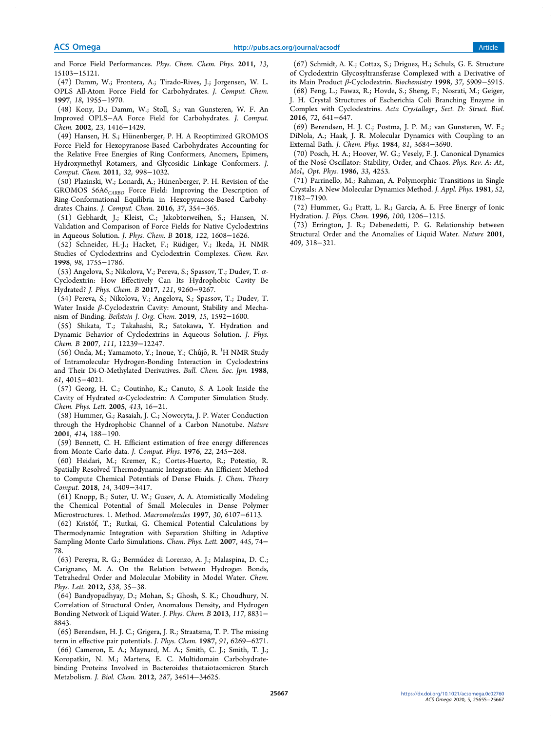and Force Field Performances. *Phys. Chem. Chem. Phys.* **2011**, *13*, 15103−15121.

(47) Damm, W.; Frontera, A.; Tirado-Rives, J.; Jorgensen, W. L. OPLS All-Atom Force Field for Carbohydrates. *J. Comput. Chem.* **1997**, *18*, 1955−1970.

(48) Kony, D.; Damm, W.; Stoll, S.; van Gunsteren, W. F. An Improved OPLS−AA Force Field for Carbohydrates. *J. Comput. Chem.* **2002**, *23*, 1416−1429.

(49) Hansen, H. S.; Hünenberger, P. H. A Reoptimized GROMOS Force Field for Hexopyranose-Based Carbohydrates Accounting for the Relative Free Energies of Ring Conformers, Anomers, Epimers, Hydroxymethyl Rotamers, and Glycosidic Linkage Conformers. *J. Comput. Chem.* **2011**, *32*, 998−1032.

(50) Plazinski, W.; Lonardi, A.; Hünenberger, P. H. Revision of the GROMOS 56A6$_{CARBO}$ Force Field: Improving the Description of Ring-Conformational Equilibria in Hexopyranose-Based Carbohydrates Chains. *J. Comput. Chem.* **2016**, *37*, 354−365.

(51) Gebhardt, J.; Kleist, C.; Jakobtorweihen, S.; Hansen, N. Validation and Comparison of Force Fields for Native Cyclodextrins in Aqueous Solution. *J. Phys. Chem. B* **2018**, *122*, 1608−1626.

(52) Schneider, H.-J.; Hacket, F.; Rüdiger, V.; Ikeda, H. NMR Studies of Cyclodextrins and Cyclodextrin Complexes. *Chem. Rev.* **1998**, *98*, 1755−1786.

(53) Angelova, S.; Nikolova, V.; Pereva, S.; Spassov, T.; Dudev, T. α-Cyclodextrin: How Effectively Can Its Hydrophobic Cavity Be Hydrated? *J. Phys. Chem. B* **2017**, *121*, 9260−9267.

(54) Pereva, S.; Nikolova, V.; Angelova, S.; Spassov, T.; Dudev, T. Water Inside β-Cyclodextrin Cavity: Amount, Stability and Mechanism of Binding. *Beilstein J. Org. Chem.* **2019**, *15*, 1592−1600.

(55) Shikata, T.; Takahashi, R.; Satokawa, Y. Hydration and Dynamic Behavior of Cyclodextrins in Aqueous Solution. *J. Phys. Chem. B* **2007**, *111*, 12239−12247.

(56) Onda, M.; Yamamoto, Y.; Inoue, Y.; Chûjô, R. $^1$H NMR Study of Intramolecular Hydrogen-Bonding Interaction in Cyclodextrins and Their Di-O-Methylated Derivatives. *Bull. Chem. Soc. Jpn.* **1988**, *61*, 4015−4021.

(57) Georg, H. C.; Coutinho, K.; Canuto, S. A Look Inside the Cavity of Hydrated α-Cyclodextrin: A Computer Simulation Study. *Chem. Phys. Lett.* **2005**, *413*, 16−21.

(58) Hummer, G.; Rasaiah, J. C.; Noworyta, J. P. Water Conduction through the Hydrophobic Channel of a Carbon Nanotube. *Nature* **2001**, *414*, 188−190.

(59) Bennett, C. H. Efficient estimation of free energy differences from Monte Carlo data. *J. Comput. Phys.* **1976**, *22*, 245−268.

(60) Heidari, M.; Kremer, K.; Cortes-Huerto, R.; Potestio, R. Spatially Resolved Thermodynamic Integration: An Efficient Method to Compute Chemical Potentials of Dense Fluids. *J. Chem. Theory Comput.* **2018**, *14*, 3409−3417.

(61) Knopp, B.; Suter, U. W.; Gusev, A. A. Atomistically Modeling the Chemical Potential of Small Molecules in Dense Polymer Microstructures. 1. Method. *Macromolecules* **1997**, *30*, 6107−6113.

(62) Kristóf, T.; Rutkai, G. Chemical Potential Calculations by Thermodynamic Integration with Separation Shifting in Adaptive Sampling Monte Carlo Simulations. *Chem. Phys. Lett.* **2007**, *445*, 74−78.

(63) Pereyra, R. G.; Bermúdez di Lorenzo, A. J.; Malaspina, D. C.; Carignano, M. A. On the Relation between Hydrogen Bonds, Tetrahedral Order and Molecular Mobility in Model Water. *Chem. Phys. Lett.* **2012**, *538*, 35−38.

(64) Bandyopadhyay, D.; Mohan, S.; Ghosh, S. K.; Choudhury, N. Correlation of Structural Order, Anomalous Density, and Hydrogen Bonding Network of Liquid Water. *J. Phys. Chem. B* **2013**, *117*, 8831−8843.

(65) Berendsen, H. J. C.; Grigera, J. R.; Straatsma, T. P. The missing term in effective pair potentials. *J. Phys. Chem.* **1987**, *91*, 6269−6271.

(66) Cameron, E. A.; Maynard, M. A.; Smith, C. J.; Smith, T. J.; Koropatkin, N. M.; Martens, E. C. Multidomain Carbohydrate-binding Proteins Involved in Bacteroides thetaiotaomicron Starch Metabolism. *J. Biol. Chem.* **2012**, *287*, 34614−34625.

(67) Schmidt, A. K.; Cottaz, S.; Driguez, H.; Schulz, G. E. Structure of Cyclodextrin Glycosyltransferase Complexed with a Derivative of its Main Product β-Cyclodextrin. *Biochemistry* **1998**, *37*, 5909−5915.

(68) Feng, L.; Fawaz, R.; Hovde, S.; Sheng, F.; Nosrati, M.; Geiger, J. H. Crystal Structures of Escherichia Coli Branching Enzyme in Complex with Cyclodextrins. *Acta Crystallogr., Sect. D: Struct. Biol.* **2016**, *72*, 641−647.

(69) Berendsen, H. J. C.; Postma, J. P. M.; van Gunsteren, W. F.; DiNola, A.; Haak, J. R. Molecular Dynamics with Coupling to an External Bath. *J. Chem. Phys.* **1984**, *81*, 3684−3690.

(70) Posch, H. A.; Hoover, W. G.; Vesely, F. J. Canonical Dynamics of the Nosé Oscillator: Stability, Order, and Chaos. *Phys. Rev. A: At., Mol., Opt. Phys.* **1986**, *33*, 4253.

(71) Parrinello, M.; Rahman, A. Polymorphic Transitions in Single Crystals: A New Molecular Dynamics Method. *J. Appl. Phys.* **1981**, *52*, 7182−7190.

(72) Hummer, G.; Pratt, L. R.; García, A. E. Free Energy of Ionic Hydration. *J. Phys. Chem.* **1996**, *100*, 1206−1215.

(73) Errington, J. R.; Debenedetti, P. G. Relationship between Structural Order and the Anomalies of Liquid Water. *Nature* **2001**, *409*, 318−321.